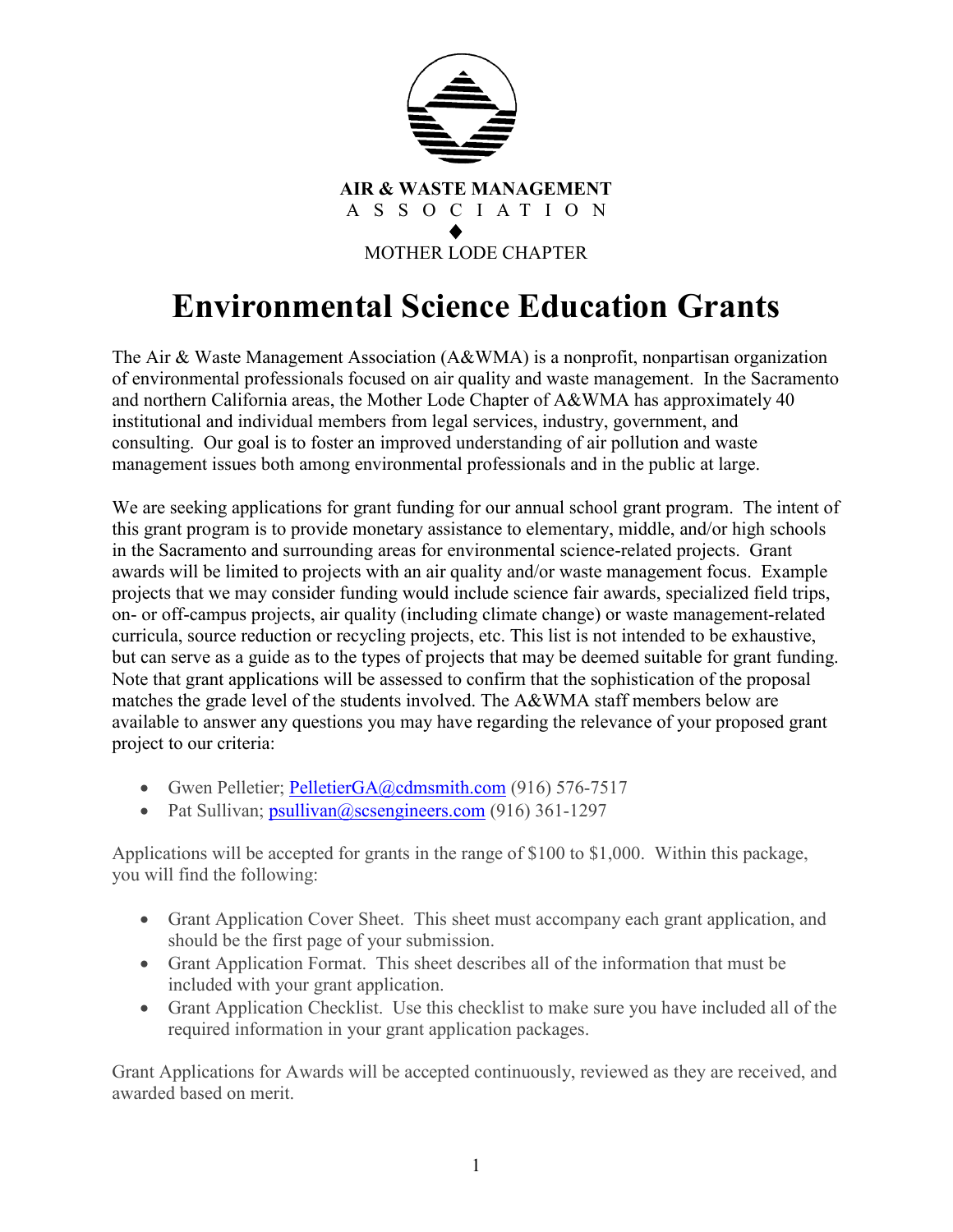**AIR & WASTE MANAGEMENT**
A S S O C I A T I O N
♦
MOTHER LODE CHAPTER

# Environmental Science Education Grants

The Air & Waste Management Association (A&WMA) is a nonprofit, nonpartisan organization of environmental professionals focused on air quality and waste management. In the Sacramento and northern California areas, the Mother Lode Chapter of A&WMA has approximately 40 institutional and individual members from legal services, industry, government, and consulting. Our goal is to foster an improved understanding of air pollution and waste management issues both among environmental professionals and in the public at large.

We are seeking applications for grant funding for our annual school grant program. The intent of this grant program is to provide monetary assistance to elementary, middle, and/or high schools in the Sacramento and surrounding areas for environmental science-related projects. Grant awards will be limited to projects with an air quality and/or waste management focus. Example projects that we may consider funding would include science fair awards, specialized field trips, on- or off-campus projects, air quality (including climate change) or waste management-related curricula, source reduction or recycling projects, etc. This list is not intended to be exhaustive, but can serve as a guide as to the types of projects that may be deemed suitable for grant funding. Note that grant applications will be assessed to confirm that the sophistication of the proposal matches the grade level of the students involved. The A&WMA staff members below are available to answer any questions you may have regarding the relevance of your proposed grant project to our criteria:

- Gwen Pelletier; PelletierGA@cdmsmith.com (916) 576-7517
- Pat Sullivan; psullivan@scsengineers.com (916) 361-1297

Applications will be accepted for grants in the range of $100 to $1,000. Within this package, you will find the following:

- Grant Application Cover Sheet. This sheet must accompany each grant application, and should be the first page of your submission.
- Grant Application Format. This sheet describes all of the information that must be included with your grant application.
- Grant Application Checklist. Use this checklist to make sure you have included all of the required information in your grant application packages.

Grant Applications for Awards will be accepted continuously, reviewed as they are received, and awarded based on merit.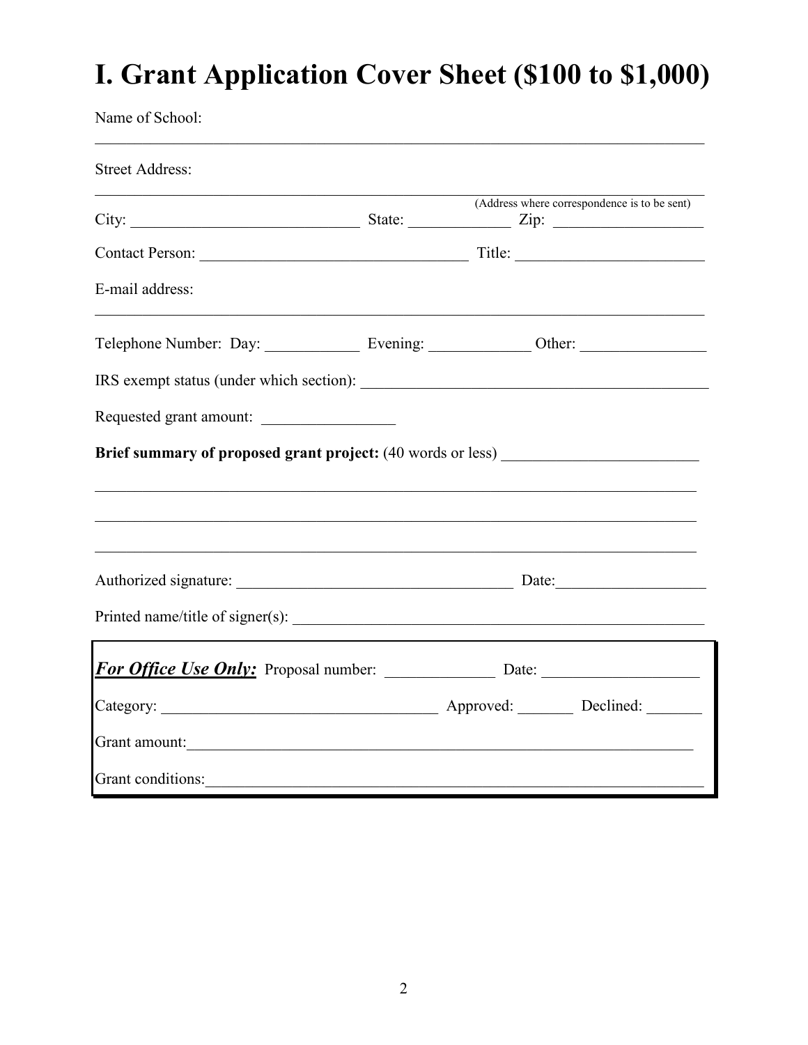# I. Grant Application Cover Sheet ($100 to $1,000)

Name of School:

_______________________________________________________________________________

Street Address:

_______________________________________________________________________________

(Address where correspondence is to be sent)

City: ____________________________ State: ____________ Zip: __________________

Contact Person: _________________________________ Title: ______________________

E-mail address:

_______________________________________________________________________________

Telephone Number: Day: ___________ Evening: ____________ Other: _______________

IRS exempt status (under which section): _________________________________________

Requested grant amount: ________________

**Brief summary of proposed grant project:** (40 words or less) ________________________

_______________________________________________________________________________

_______________________________________________________________________________

_______________________________________________________________________________

Authorized signature: __________________________________ Date:__________________

Printed name/title of signer(s): ____________________________________________________

***For Office Use Only:*** Proposal number: _____________ Date: ___________________

Category: __________________________________ Approved: _______ Declined: _______

Grant amount:_________________________________________________________________

Grant conditions:_______________________________________________________________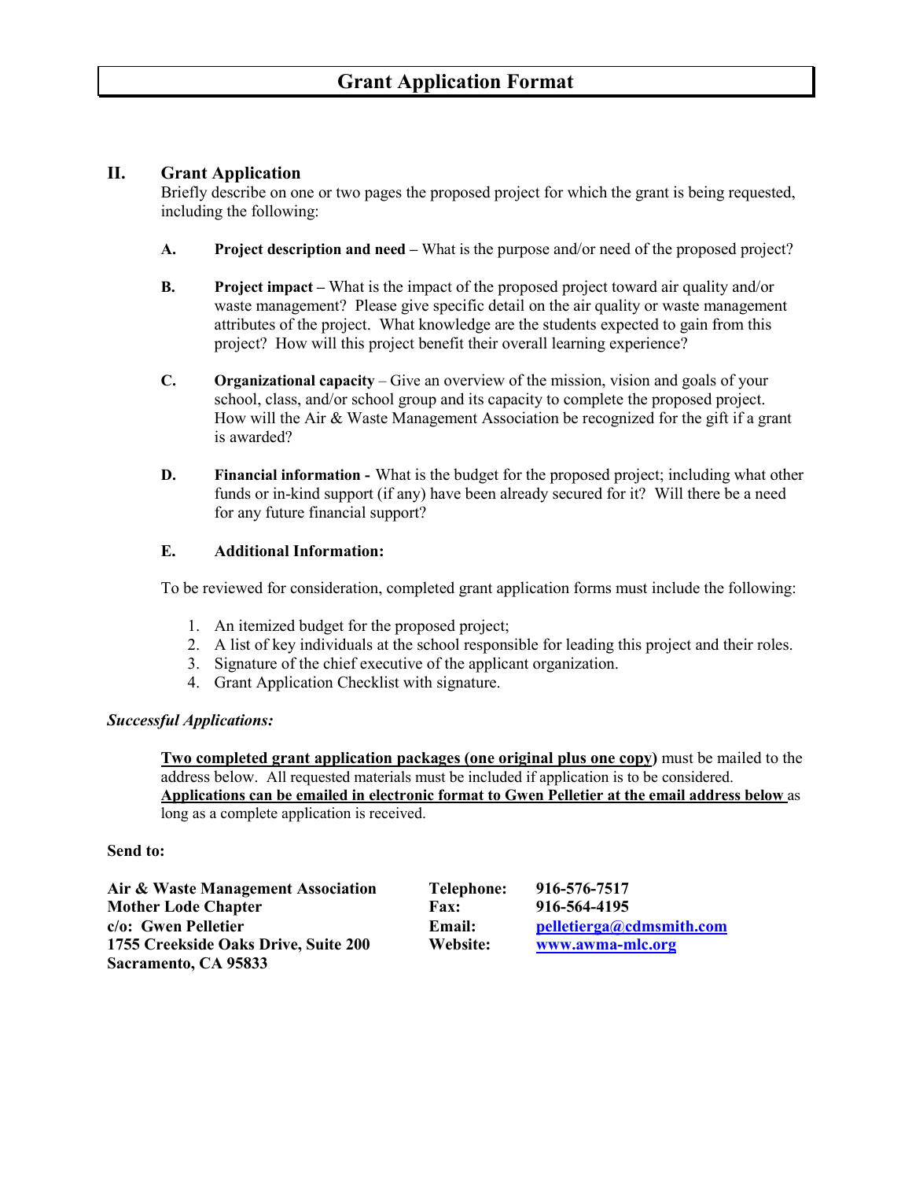# Grant Application Format

## II. Grant Application

Briefly describe on one or two pages the proposed project for which the grant is being requested, including the following:

**A. Project description and need –** What is the purpose and/or need of the proposed project?

**B. Project impact –** What is the impact of the proposed project toward air quality and/or waste management? Please give specific detail on the air quality or waste management attributes of the project. What knowledge are the students expected to gain from this project? How will this project benefit their overall learning experience?

**C. Organizational capacity** – Give an overview of the mission, vision and goals of your school, class, and/or school group and its capacity to complete the proposed project. How will the Air & Waste Management Association be recognized for the gift if a grant is awarded?

**D. Financial information -** What is the budget for the proposed project; including what other funds or in-kind support (if any) have been already secured for it? Will there be a need for any future financial support?

**E. Additional Information:**

To be reviewed for consideration, completed grant application forms must include the following:

1. An itemized budget for the proposed project;
2. A list of key individuals at the school responsible for leading this project and their roles.
3. Signature of the chief executive of the applicant organization.
4. Grant Application Checklist with signature.

***Successful Applications:***

**Two completed grant application packages (one original plus one copy)** must be mailed to the address below. All requested materials must be included if application is to be considered. **Applications can be emailed in electronic format to Gwen Pelletier at the email address below** as long as a complete application is received.

**Send to:**

**Air & Waste Management Association**
**Mother Lode Chapter**
**c/o: Gwen Pelletier**
**1755 Creekside Oaks Drive, Suite 200**
**Sacramento, CA 95833**

**Telephone:** 916-576-7517
**Fax:** 916-564-4195
**Email:** pelletierga@cdmsmith.com
**Website:** www.awma-mlc.org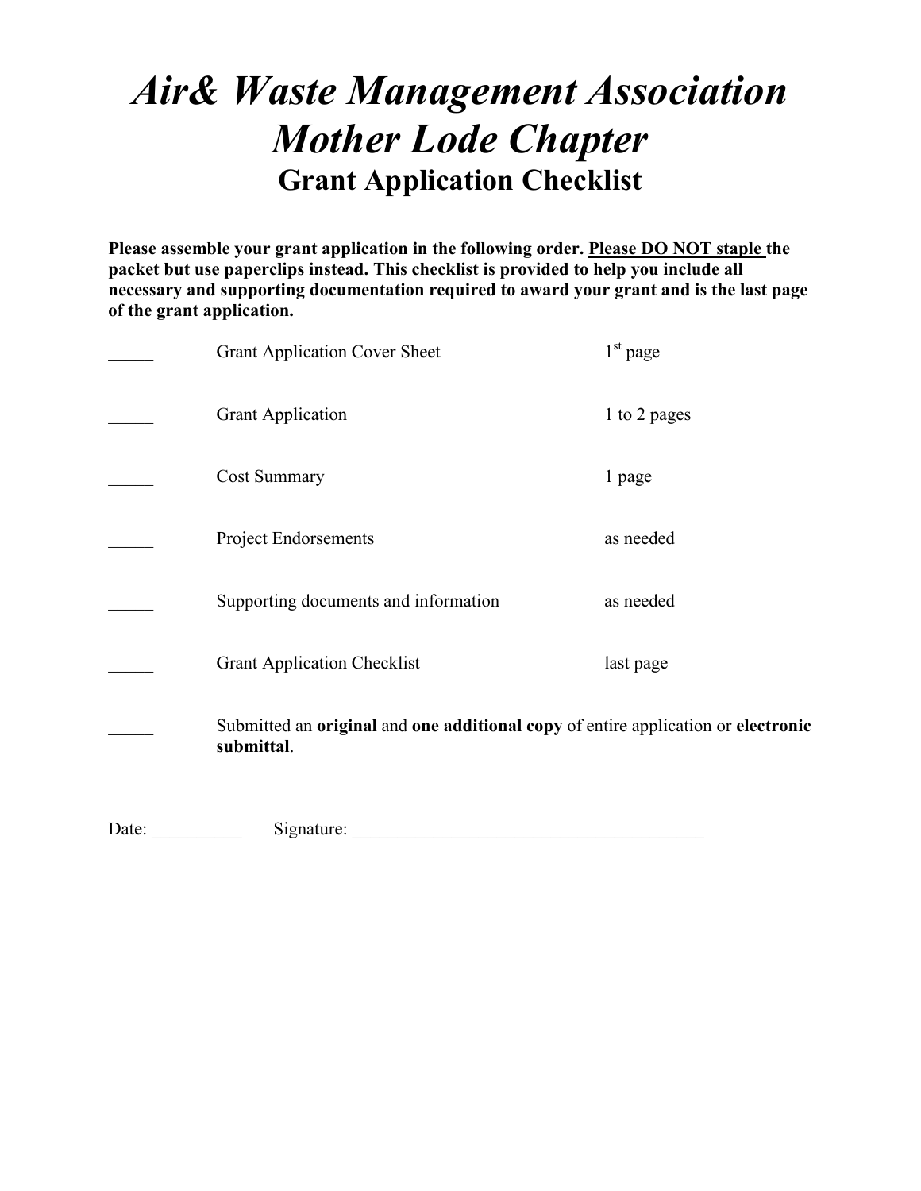# *Air& Waste Management Association*
# *Mother Lode Chapter*
## Grant Application Checklist

**Please assemble your grant application in the following order. <u>Please DO NOT staple</u> the packet but use paperclips instead. This checklist is provided to help you include all necessary and supporting documentation required to award your grant and is the last page of the grant application.**

| | | |
|---|---|---|
| _____ | Grant Application Cover Sheet | 1st page |
| _____ | Grant Application | 1 to 2 pages |
| _____ | Cost Summary | 1 page |
| _____ | Project Endorsements | as needed |
| _____ | Supporting documents and information | as needed |
| _____ | Grant Application Checklist | last page |
| _____ | Submitted an **original** and **one additional copy** of entire application or **electronic submittal**. | |

Date: __________ Signature: _______________________________________